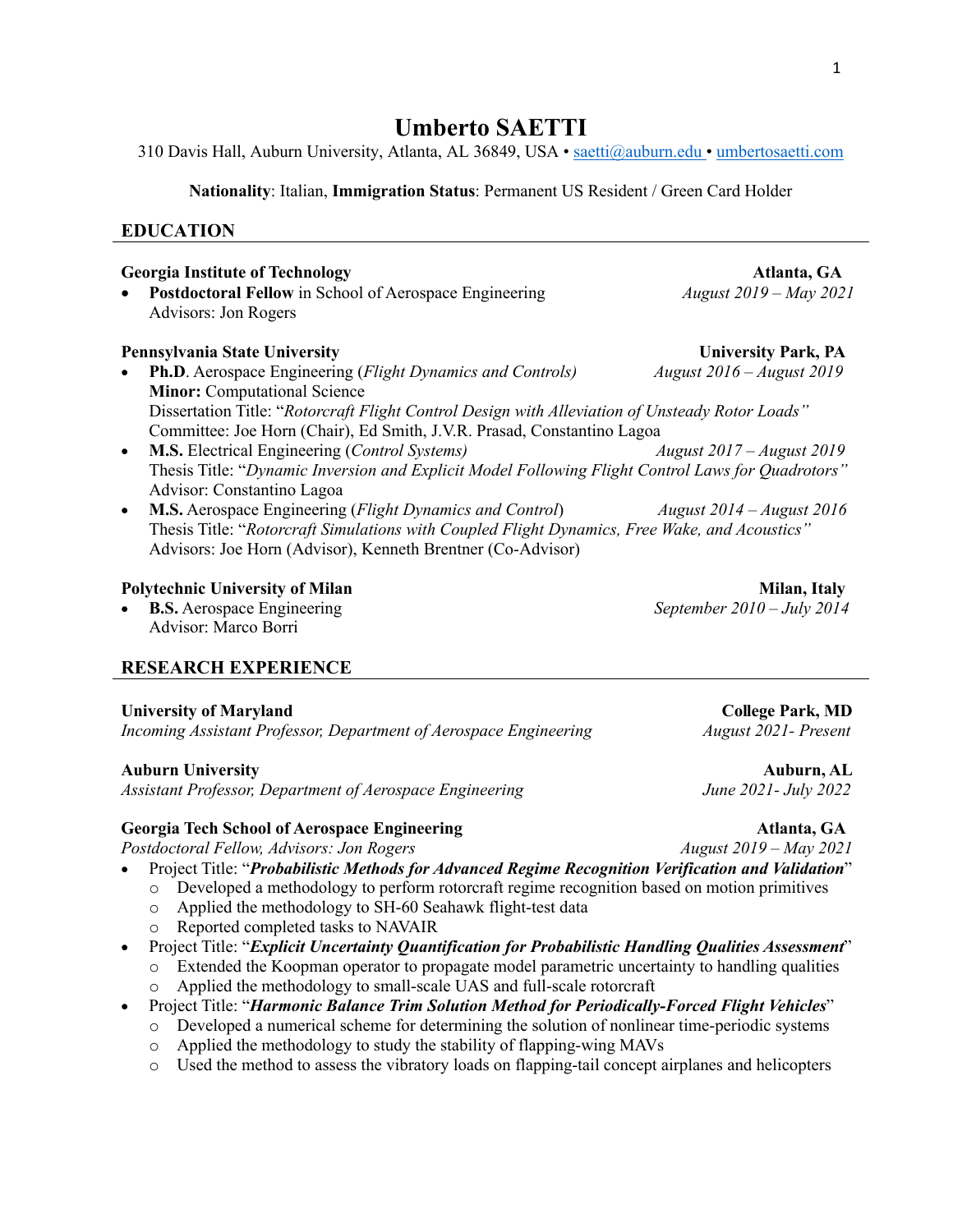# Umberto SAETTI

310 Davis Hall, Auburn University, Atlanta, AL 36849, USA • saetti@auburn.edu • umbertosaetti.com

**Nationality**: Italian, **Immigration Status**: Permanent US Resident / Green Card Holder

## EDUCATION

**Georgia Institute of Technology** — **Atlanta, GA**

- **Postdoctoral Fellow** in School of Aerospace Engineering — *August 2019 – May 2021*
  Advisors: Jon Rogers

**Pennsylvania State University** — **University Park, PA**

- **Ph.D**. Aerospace Engineering (*Flight Dynamics and Controls)* — *August 2016 – August 2019*
  **Minor:** Computational Science
  Dissertation Title: "*Rotorcraft Flight Control Design with Alleviation of Unsteady Rotor Loads"*
  Committee: Joe Horn (Chair), Ed Smith, J.V.R. Prasad, Constantino Lagoa
- **M.S.** Electrical Engineering (*Control Systems)* — *August 2017 – August 2019*
  Thesis Title: "*Dynamic Inversion and Explicit Model Following Flight Control Laws for Quadrotors"*
  Advisor: Constantino Lagoa
- **M.S.** Aerospace Engineering (*Flight Dynamics and Control*) — *August 2014 – August 2016*
  Thesis Title: "*Rotorcraft Simulations with Coupled Flight Dynamics, Free Wake, and Acoustics"*
  Advisors: Joe Horn (Advisor), Kenneth Brentner (Co-Advisor)

**Polytechnic University of Milan** — **Milan, Italy**

- **B.S.** Aerospace Engineering — *September 2010 – July 2014*
  Advisor: Marco Borri

## RESEARCH EXPERIENCE

**University of Maryland** — **College Park, MD**
*Incoming Assistant Professor, Department of Aerospace Engineering* — *August 2021- Present*

**Auburn University** — **Auburn, AL**
*Assistant Professor, Department of Aerospace Engineering* — *June 2021- July 2022*

**Georgia Tech School of Aerospace Engineering** — **Atlanta, GA**
*Postdoctoral Fellow, Advisors: Jon Rogers* — *August 2019 – May 2021*

- Project Title: "***Probabilistic Methods for Advanced Regime Recognition Verification and Validation***"
  - Developed a methodology to perform rotorcraft regime recognition based on motion primitives
  - Applied the methodology to SH-60 Seahawk flight-test data
  - Reported completed tasks to NAVAIR
- Project Title: "***Explicit Uncertainty Quantification for Probabilistic Handling Qualities Assessment***"
  - Extended the Koopman operator to propagate model parametric uncertainty to handling qualities
  - Applied the methodology to small-scale UAS and full-scale rotorcraft
- Project Title: "***Harmonic Balance Trim Solution Method for Periodically-Forced Flight Vehicles***"
  - Developed a numerical scheme for determining the solution of nonlinear time-periodic systems
  - Applied the methodology to study the stability of flapping-wing MAVs
  - Used the method to assess the vibratory loads on flapping-tail concept airplanes and helicopters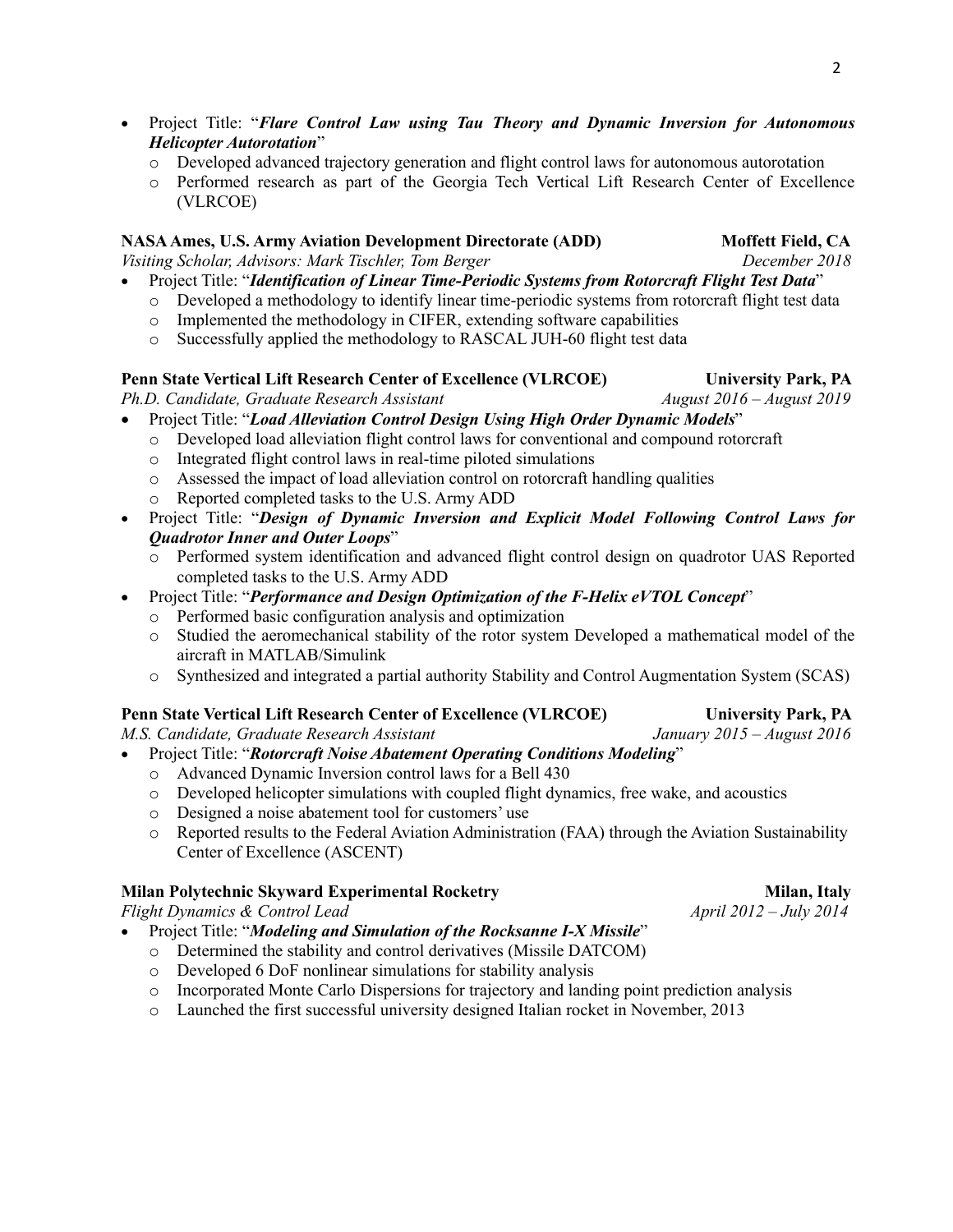- Project Title: "***Flare Control Law using Tau Theory and Dynamic Inversion for Autonomous Helicopter Autorotation***"
  - Developed advanced trajectory generation and flight control laws for autonomous autorotation
  - Performed research as part of the Georgia Tech Vertical Lift Research Center of Excellence (VLRCOE)

**NASA Ames, U.S. Army Aviation Development Directorate (ADD)** **Moffett Field, CA**
*Visiting Scholar, Advisors: Mark Tischler, Tom Berger* *December 2018*

- Project Title: "***Identification of Linear Time-Periodic Systems from Rotorcraft Flight Test Data***"
  - Developed a methodology to identify linear time-periodic systems from rotorcraft flight test data
  - Implemented the methodology in CIFER, extending software capabilities
  - Successfully applied the methodology to RASCAL JUH-60 flight test data

**Penn State Vertical Lift Research Center of Excellence (VLRCOE)** **University Park, PA**
*Ph.D. Candidate, Graduate Research Assistant* *August 2016 – August 2019*

- Project Title: "***Load Alleviation Control Design Using High Order Dynamic Models***"
  - Developed load alleviation flight control laws for conventional and compound rotorcraft
  - Integrated flight control laws in real-time piloted simulations
  - Assessed the impact of load alleviation control on rotorcraft handling qualities
  - Reported completed tasks to the U.S. Army ADD
- Project Title: "***Design of Dynamic Inversion and Explicit Model Following Control Laws for Quadrotor Inner and Outer Loops***"
  - Performed system identification and advanced flight control design on quadrotor UAS Reported completed tasks to the U.S. Army ADD
- Project Title: "***Performance and Design Optimization of the F-Helix eVTOL Concept***"
  - Performed basic configuration analysis and optimization
  - Studied the aeromechanical stability of the rotor system Developed a mathematical model of the aircraft in MATLAB/Simulink
  - Synthesized and integrated a partial authority Stability and Control Augmentation System (SCAS)

**Penn State Vertical Lift Research Center of Excellence (VLRCOE)** **University Park, PA**
*M.S. Candidate, Graduate Research Assistant* *January 2015 – August 2016*

- Project Title: "***Rotorcraft Noise Abatement Operating Conditions Modeling***"
  - Advanced Dynamic Inversion control laws for a Bell 430
  - Developed helicopter simulations with coupled flight dynamics, free wake, and acoustics
  - Designed a noise abatement tool for customers' use
  - Reported results to the Federal Aviation Administration (FAA) through the Aviation Sustainability Center of Excellence (ASCENT)

**Milan Polytechnic Skyward Experimental Rocketry** **Milan, Italy**
*Flight Dynamics & Control Lead* *April 2012 – July 2014*

- Project Title: "***Modeling and Simulation of the Rocksanne I-X Missile***"
  - Determined the stability and control derivatives (Missile DATCOM)
  - Developed 6 DoF nonlinear simulations for stability analysis
  - Incorporated Monte Carlo Dispersions for trajectory and landing point prediction analysis
  - Launched the first successful university designed Italian rocket in November, 2013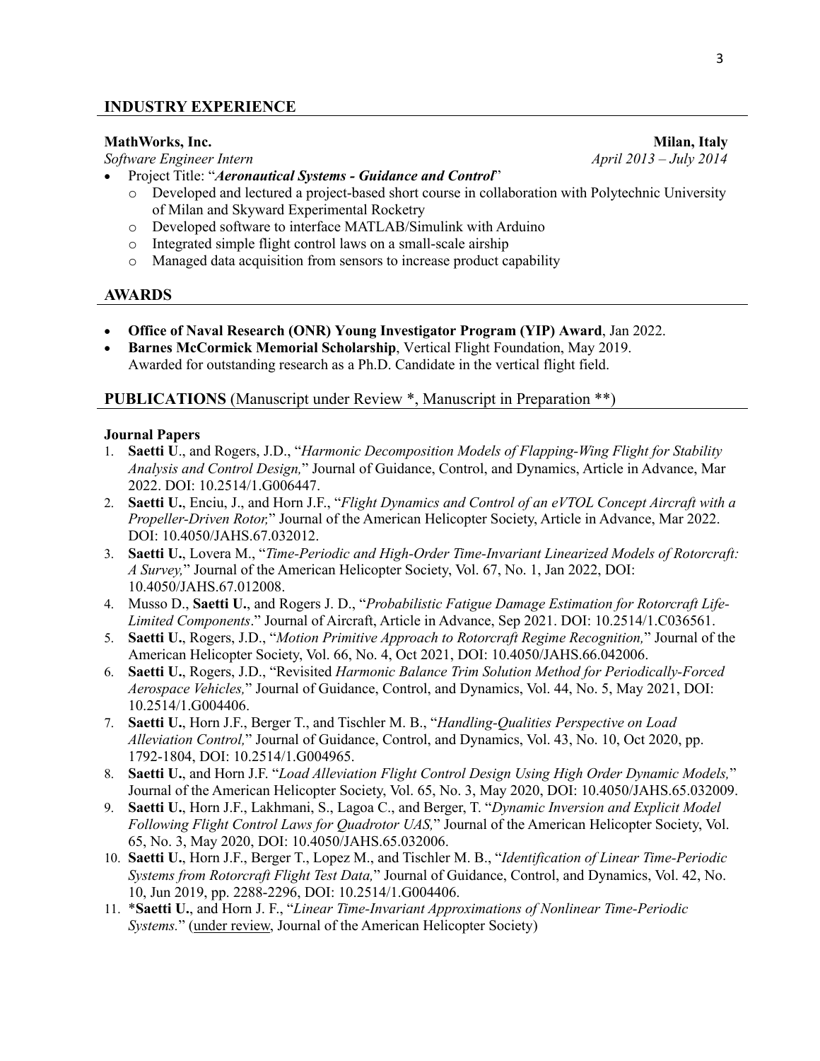## INDUSTRY EXPERIENCE

**MathWorks, Inc.** **Milan, Italy**
*Software Engineer Intern* *April 2013 – July 2014*

- Project Title: "***Aeronautical Systems - Guidance and Control***"
  - Developed and lectured a project-based short course in collaboration with Polytechnic University of Milan and Skyward Experimental Rocketry
  - Developed software to interface MATLAB/Simulink with Arduino
  - Integrated simple flight control laws on a small-scale airship
  - Managed data acquisition from sensors to increase product capability

## AWARDS

- **Office of Naval Research (ONR) Young Investigator Program (YIP) Award**, Jan 2022.
- **Barnes McCormick Memorial Scholarship**, Vertical Flight Foundation, May 2019.
  Awarded for outstanding research as a Ph.D. Candidate in the vertical flight field.

## PUBLICATIONS (Manuscript under Review *, Manuscript in Preparation **)

### Journal Papers

1. **Saetti U**., and Rogers, J.D., "*Harmonic Decomposition Models of Flapping-Wing Flight for Stability Analysis and Control Design,*" Journal of Guidance, Control, and Dynamics, Article in Advance, Mar 2022. DOI: 10.2514/1.G006447.
2. **Saetti U.**, Enciu, J., and Horn J.F., "*Flight Dynamics and Control of an eVTOL Concept Aircraft with a Propeller-Driven Rotor,*" Journal of the American Helicopter Society, Article in Advance, Mar 2022. DOI: 10.4050/JAHS.67.032012.
3. **Saetti U.**, Lovera M., "*Time-Periodic and High-Order Time-Invariant Linearized Models of Rotorcraft: A Survey,*" Journal of the American Helicopter Society, Vol. 67, No. 1, Jan 2022, DOI: 10.4050/JAHS.67.012008.
4. Musso D., **Saetti U.**, and Rogers J. D., "*Probabilistic Fatigue Damage Estimation for Rotorcraft Life-Limited Components*." Journal of Aircraft, Article in Advance, Sep 2021. DOI: 10.2514/1.C036561.
5. **Saetti U.**, Rogers, J.D., "*Motion Primitive Approach to Rotorcraft Regime Recognition,*" Journal of the American Helicopter Society, Vol. 66, No. 4, Oct 2021, DOI: 10.4050/JAHS.66.042006.
6. **Saetti U.**, Rogers, J.D., "Revisited *Harmonic Balance Trim Solution Method for Periodically-Forced Aerospace Vehicles,*" Journal of Guidance, Control, and Dynamics, Vol. 44, No. 5, May 2021, DOI: 10.2514/1.G004406.
7. **Saetti U.**, Horn J.F., Berger T., and Tischler M. B., "*Handling-Qualities Perspective on Load Alleviation Control,*" Journal of Guidance, Control, and Dynamics, Vol. 43, No. 10, Oct 2020, pp. 1792-1804, DOI: 10.2514/1.G004965.
8. **Saetti U.**, and Horn J.F. "*Load Alleviation Flight Control Design Using High Order Dynamic Models,*" Journal of the American Helicopter Society, Vol. 65, No. 3, May 2020, DOI: 10.4050/JAHS.65.032009.
9. **Saetti U.**, Horn J.F., Lakhmani, S., Lagoa C., and Berger, T. "*Dynamic Inversion and Explicit Model Following Flight Control Laws for Quadrotor UAS,*" Journal of the American Helicopter Society, Vol. 65, No. 3, May 2020, DOI: 10.4050/JAHS.65.032006.
10. **Saetti U.**, Horn J.F., Berger T., Lopez M., and Tischler M. B., "*Identification of Linear Time-Periodic Systems from Rotorcraft Flight Test Data,*" Journal of Guidance, Control, and Dynamics, Vol. 42, No. 10, Jun 2019, pp. 2288-2296, DOI: 10.2514/1.G004406.
11. ***Saetti U.**, and Horn J. F., "*Linear Time-Invariant Approximations of Nonlinear Time-Periodic Systems.*" (under review, Journal of the American Helicopter Society)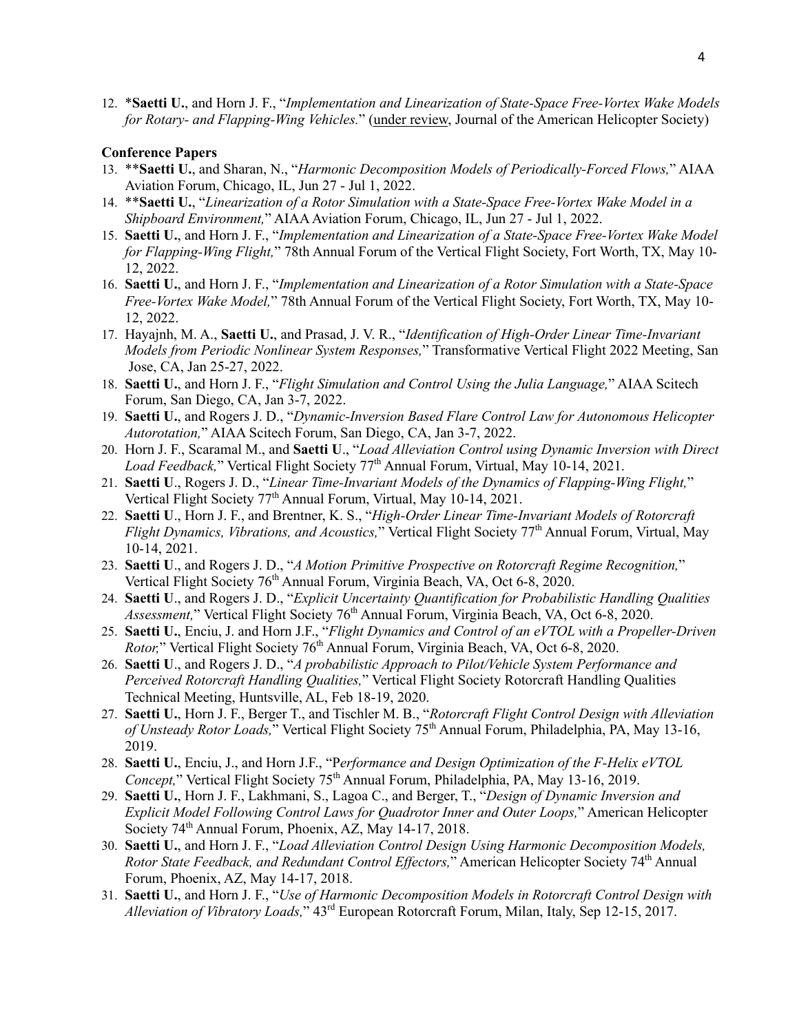12. *__Saetti U.__, and Horn J. F., "*Implementation and Linearization of State-Space Free-Vortex Wake Models for Rotary- and Flapping-Wing Vehicles.*" (under review, Journal of the American Helicopter Society)

**Conference Papers**

13. **__Saetti U.__, and Sharan, N., "*Harmonic Decomposition Models of Periodically-Forced Flows,*" AIAA Aviation Forum, Chicago, IL, Jun 27 - Jul 1, 2022.
14. **__Saetti U.__, "*Linearization of a Rotor Simulation with a State-Space Free-Vortex Wake Model in a Shipboard Environment,*" AIAA Aviation Forum, Chicago, IL, Jun 27 - Jul 1, 2022.
15. **Saetti U.**, and Horn J. F., "*Implementation and Linearization of a State-Space Free-Vortex Wake Model for Flapping-Wing Flight,*" 78th Annual Forum of the Vertical Flight Society, Fort Worth, TX, May 10-12, 2022.
16. **Saetti U.**, and Horn J. F., "*Implementation and Linearization of a Rotor Simulation with a State-Space Free-Vortex Wake Model,*" 78th Annual Forum of the Vertical Flight Society, Fort Worth, TX, May 10-12, 2022.
17. Hayajnh, M. A., **Saetti U.**, and Prasad, J. V. R., "*Identification of High-Order Linear Time-Invariant Models from Periodic Nonlinear System Responses,*" Transformative Vertical Flight 2022 Meeting, San Jose, CA, Jan 25-27, 2022.
18. **Saetti U.**, and Horn J. F., "*Flight Simulation and Control Using the Julia Language,*" AIAA Scitech Forum, San Diego, CA, Jan 3-7, 2022.
19. **Saetti U.**, and Rogers J. D., "*Dynamic-Inversion Based Flare Control Law for Autonomous Helicopter Autorotation,*" AIAA Scitech Forum, San Diego, CA, Jan 3-7, 2022.
20. Horn J. F., Scaramal M., and **Saetti U**., "*Load Alleviation Control using Dynamic Inversion with Direct Load Feedback,*" Vertical Flight Society 77th Annual Forum, Virtual, May 10-14, 2021.
21. **Saetti U**., Rogers J. D., "*Linear Time-Invariant Models of the Dynamics of Flapping-Wing Flight,*" Vertical Flight Society 77th Annual Forum, Virtual, May 10-14, 2021.
22. **Saetti U**., Horn J. F., and Brentner, K. S., "*High-Order Linear Time-Invariant Models of Rotorcraft Flight Dynamics, Vibrations, and Acoustics,*" Vertical Flight Society 77th Annual Forum, Virtual, May 10-14, 2021.
23. **Saetti U**., and Rogers J. D., "*A Motion Primitive Prospective on Rotorcraft Regime Recognition,*" Vertical Flight Society 76th Annual Forum, Virginia Beach, VA, Oct 6-8, 2020.
24. **Saetti U**., and Rogers J. D., "*Explicit Uncertainty Quantification for Probabilistic Handling Qualities Assessment,*" Vertical Flight Society 76th Annual Forum, Virginia Beach, VA, Oct 6-8, 2020.
25. **Saetti U.**, Enciu, J. and Horn J.F., "*Flight Dynamics and Control of an eVTOL with a Propeller-Driven Rotor,*" Vertical Flight Society 76th Annual Forum, Virginia Beach, VA, Oct 6-8, 2020.
26. **Saetti U**., and Rogers J. D., "*A probabilistic Approach to Pilot/Vehicle System Performance and Perceived Rotorcraft Handling Qualities,*" Vertical Flight Society Rotorcraft Handling Qualities Technical Meeting, Huntsville, AL, Feb 18-19, 2020.
27. **Saetti U.**, Horn J. F., Berger T., and Tischler M. B., "*Rotorcraft Flight Control Design with Alleviation of Unsteady Rotor Loads,*" Vertical Flight Society 75th Annual Forum, Philadelphia, PA, May 13-16, 2019.
28. **Saetti U.**, Enciu, J., and Horn J.F., "P*erformance and Design Optimization of the F-Helix eVTOL Concept,*" Vertical Flight Society 75th Annual Forum, Philadelphia, PA, May 13-16, 2019.
29. **Saetti U.**, Horn J. F., Lakhmani, S., Lagoa C., and Berger, T., "*Design of Dynamic Inversion and Explicit Model Following Control Laws for Quadrotor Inner and Outer Loops,*" American Helicopter Society 74th Annual Forum, Phoenix, AZ, May 14-17, 2018.
30. **Saetti U.**, and Horn J. F., "*Load Alleviation Control Design Using Harmonic Decomposition Models, Rotor State Feedback, and Redundant Control Effectors,*" American Helicopter Society 74th Annual Forum, Phoenix, AZ, May 14-17, 2018.
31. **Saetti U.**, and Horn J. F., "*Use of Harmonic Decomposition Models in Rotorcraft Control Design with Alleviation of Vibratory Loads,*" 43rd European Rotorcraft Forum, Milan, Italy, Sep 12-15, 2017.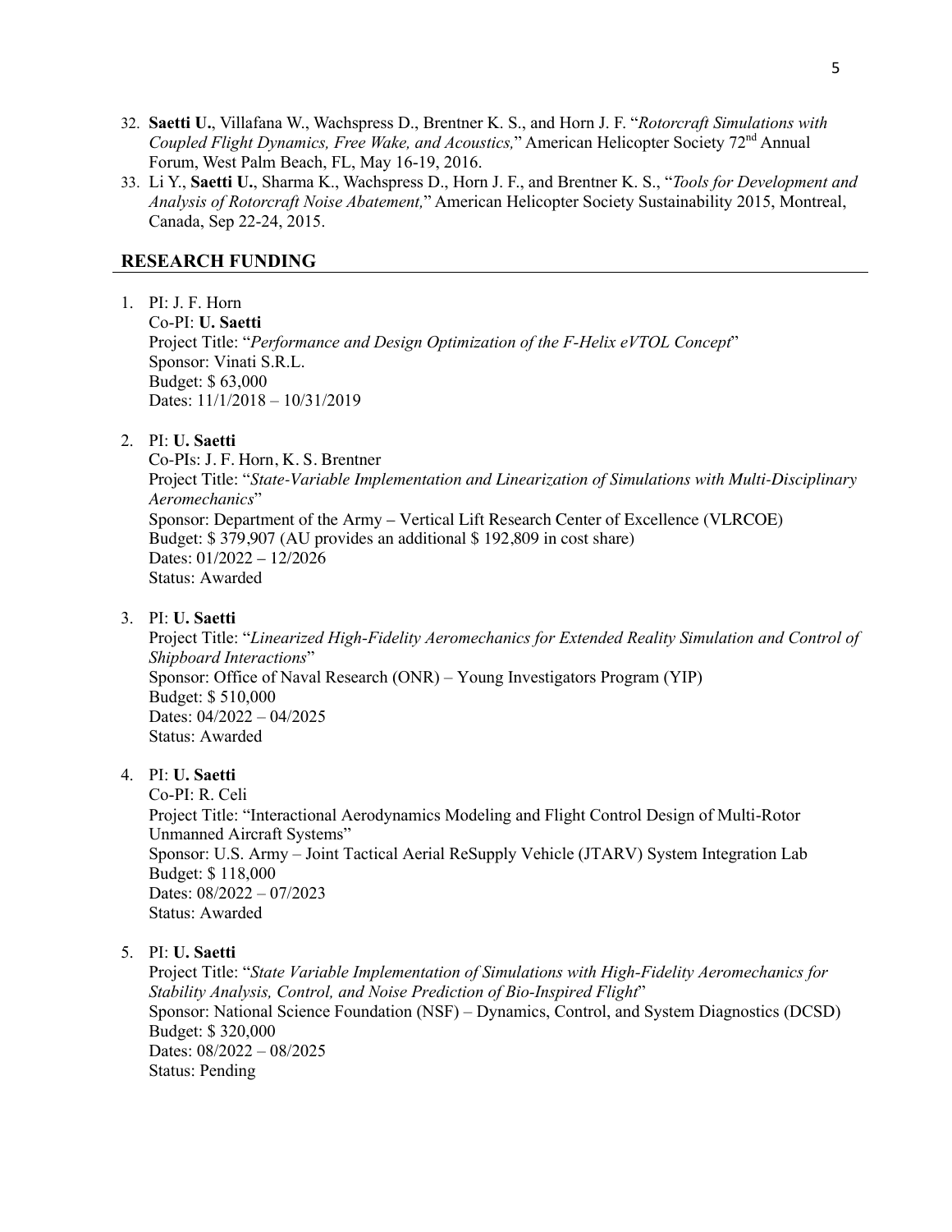32. **Saetti U.**, Villafana W., Wachspress D., Brentner K. S., and Horn J. F. "*Rotorcraft Simulations with Coupled Flight Dynamics, Free Wake, and Acoustics,*" American Helicopter Society 72nd Annual Forum, West Palm Beach, FL, May 16-19, 2016.
33. Li Y., **Saetti U.**, Sharma K., Wachspress D., Horn J. F., and Brentner K. S., "*Tools for Development and Analysis of Rotorcraft Noise Abatement,*" American Helicopter Society Sustainability 2015, Montreal, Canada, Sep 22-24, 2015.

## RESEARCH FUNDING

1. PI: J. F. Horn
   Co-PI: **U. Saetti**
   Project Title: "*Performance and Design Optimization of the F-Helix eVTOL Concept*"
   Sponsor: Vinati S.R.L.
   Budget: $ 63,000
   Dates: 11/1/2018 – 10/31/2019

2. PI: **U. Saetti**
   Co-PIs: J. F. Horn, K. S. Brentner
   Project Title: "*State-Variable Implementation and Linearization of Simulations with Multi-Disciplinary Aeromechanics*"
   Sponsor: Department of the Army – Vertical Lift Research Center of Excellence (VLRCOE)
   Budget: $ 379,907 (AU provides an additional $ 192,809 in cost share)
   Dates: 01/2022 – 12/2026
   Status: Awarded

3. PI: **U. Saetti**
   Project Title: "*Linearized High-Fidelity Aeromechanics for Extended Reality Simulation and Control of Shipboard Interactions*"
   Sponsor: Office of Naval Research (ONR) – Young Investigators Program (YIP)
   Budget: $ 510,000
   Dates: 04/2022 – 04/2025
   Status: Awarded

4. PI: **U. Saetti**
   Co-PI: R. Celi
   Project Title: "Interactional Aerodynamics Modeling and Flight Control Design of Multi-Rotor Unmanned Aircraft Systems"
   Sponsor: U.S. Army – Joint Tactical Aerial ReSupply Vehicle (JTARV) System Integration Lab
   Budget: $ 118,000
   Dates: 08/2022 – 07/2023
   Status: Awarded

5. PI: **U. Saetti**
   Project Title: "*State Variable Implementation of Simulations with High-Fidelity Aeromechanics for Stability Analysis, Control, and Noise Prediction of Bio-Inspired Flight*"
   Sponsor: National Science Foundation (NSF) – Dynamics, Control, and System Diagnostics (DCSD)
   Budget: $ 320,000
   Dates: 08/2022 – 08/2025
   Status: Pending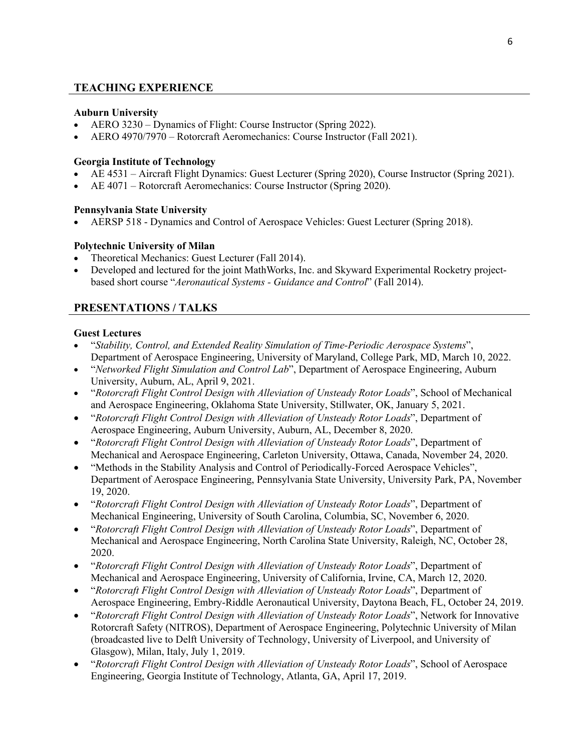## TEACHING EXPERIENCE

**Auburn University**

- AERO 3230 – Dynamics of Flight: Course Instructor (Spring 2022).
- AERO 4970/7970 – Rotorcraft Aeromechanics: Course Instructor (Fall 2021).

**Georgia Institute of Technology**

- AE 4531 – Aircraft Flight Dynamics: Guest Lecturer (Spring 2020), Course Instructor (Spring 2021).
- AE 4071 – Rotorcraft Aeromechanics: Course Instructor (Spring 2020).

**Pennsylvania State University**

- AERSP 518 - Dynamics and Control of Aerospace Vehicles: Guest Lecturer (Spring 2018).

**Polytechnic University of Milan**

- Theoretical Mechanics: Guest Lecturer (Fall 2014).
- Developed and lectured for the joint MathWorks, Inc. and Skyward Experimental Rocketry project-based short course "*Aeronautical Systems - Guidance and Control*" (Fall 2014).

## PRESENTATIONS / TALKS

**Guest Lectures**

- "*Stability, Control, and Extended Reality Simulation of Time-Periodic Aerospace Systems*", Department of Aerospace Engineering, University of Maryland, College Park, MD, March 10, 2022.
- "*Networked Flight Simulation and Control Lab*", Department of Aerospace Engineering, Auburn University, Auburn, AL, April 9, 2021.
- "*Rotorcraft Flight Control Design with Alleviation of Unsteady Rotor Loads*", School of Mechanical and Aerospace Engineering, Oklahoma State University, Stillwater, OK, January 5, 2021.
- "*Rotorcraft Flight Control Design with Alleviation of Unsteady Rotor Loads*", Department of Aerospace Engineering, Auburn University, Auburn, AL, December 8, 2020.
- "*Rotorcraft Flight Control Design with Alleviation of Unsteady Rotor Loads*", Department of Mechanical and Aerospace Engineering, Carleton University, Ottawa, Canada, November 24, 2020.
- "Methods in the Stability Analysis and Control of Periodically-Forced Aerospace Vehicles", Department of Aerospace Engineering, Pennsylvania State University, University Park, PA, November 19, 2020.
- "*Rotorcraft Flight Control Design with Alleviation of Unsteady Rotor Loads*", Department of Mechanical Engineering, University of South Carolina, Columbia, SC, November 6, 2020.
- "*Rotorcraft Flight Control Design with Alleviation of Unsteady Rotor Loads*", Department of Mechanical and Aerospace Engineering, North Carolina State University, Raleigh, NC, October 28, 2020.
- "*Rotorcraft Flight Control Design with Alleviation of Unsteady Rotor Loads*", Department of Mechanical and Aerospace Engineering, University of California, Irvine, CA, March 12, 2020.
- "*Rotorcraft Flight Control Design with Alleviation of Unsteady Rotor Loads*", Department of Aerospace Engineering, Embry-Riddle Aeronautical University, Daytona Beach, FL, October 24, 2019.
- "*Rotorcraft Flight Control Design with Alleviation of Unsteady Rotor Loads*", Network for Innovative Rotorcraft Safety (NITROS), Department of Aerospace Engineering, Polytechnic University of Milan (broadcasted live to Delft University of Technology, University of Liverpool, and University of Glasgow), Milan, Italy, July 1, 2019.
- "*Rotorcraft Flight Control Design with Alleviation of Unsteady Rotor Loads*", School of Aerospace Engineering, Georgia Institute of Technology, Atlanta, GA, April 17, 2019.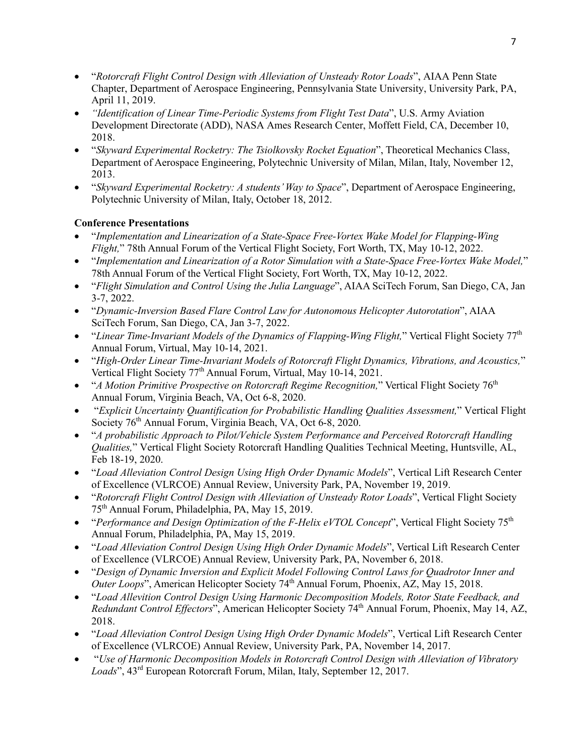- "*Rotorcraft Flight Control Design with Alleviation of Unsteady Rotor Loads*", AIAA Penn State Chapter, Department of Aerospace Engineering, Pennsylvania State University, University Park, PA, April 11, 2019.
- *"Identification of Linear Time-Periodic Systems from Flight Test Data*", U.S. Army Aviation Development Directorate (ADD), NASA Ames Research Center, Moffett Field, CA, December 10, 2018.
- "*Skyward Experimental Rocketry: The Tsiolkovsky Rocket Equation*", Theoretical Mechanics Class, Department of Aerospace Engineering, Polytechnic University of Milan, Milan, Italy, November 12, 2013.
- "*Skyward Experimental Rocketry: A students' Way to Space*", Department of Aerospace Engineering, Polytechnic University of Milan, Italy, October 18, 2012.

**Conference Presentations**

- "*Implementation and Linearization of a State-Space Free-Vortex Wake Model for Flapping-Wing Flight,*" 78th Annual Forum of the Vertical Flight Society, Fort Worth, TX, May 10-12, 2022.
- "*Implementation and Linearization of a Rotor Simulation with a State-Space Free-Vortex Wake Model,*" 78th Annual Forum of the Vertical Flight Society, Fort Worth, TX, May 10-12, 2022.
- "*Flight Simulation and Control Using the Julia Language*", AIAA SciTech Forum, San Diego, CA, Jan 3-7, 2022.
- "*Dynamic-Inversion Based Flare Control Law for Autonomous Helicopter Autorotation*", AIAA SciTech Forum, San Diego, CA, Jan 3-7, 2022.
- "*Linear Time-Invariant Models of the Dynamics of Flapping-Wing Flight,*" Vertical Flight Society 77th Annual Forum, Virtual, May 10-14, 2021.
- "*High-Order Linear Time-Invariant Models of Rotorcraft Flight Dynamics, Vibrations, and Acoustics,*" Vertical Flight Society 77th Annual Forum, Virtual, May 10-14, 2021.
- "*A Motion Primitive Prospective on Rotorcraft Regime Recognition,*" Vertical Flight Society 76th Annual Forum, Virginia Beach, VA, Oct 6-8, 2020.
- "*Explicit Uncertainty Quantification for Probabilistic Handling Qualities Assessment,*" Vertical Flight Society 76th Annual Forum, Virginia Beach, VA, Oct 6-8, 2020.
- "*A probabilistic Approach to Pilot/Vehicle System Performance and Perceived Rotorcraft Handling Qualities,*" Vertical Flight Society Rotorcraft Handling Qualities Technical Meeting, Huntsville, AL, Feb 18-19, 2020.
- "*Load Alleviation Control Design Using High Order Dynamic Models*", Vertical Lift Research Center of Excellence (VLRCOE) Annual Review, University Park, PA, November 19, 2019.
- "*Rotorcraft Flight Control Design with Alleviation of Unsteady Rotor Loads*", Vertical Flight Society 75th Annual Forum, Philadelphia, PA, May 15, 2019.
- "*Performance and Design Optimization of the F-Helix eVTOL Concept*", Vertical Flight Society 75th Annual Forum, Philadelphia, PA, May 15, 2019.
- "*Load Alleviation Control Design Using High Order Dynamic Models*", Vertical Lift Research Center of Excellence (VLRCOE) Annual Review, University Park, PA, November 6, 2018.
- "*Design of Dynamic Inversion and Explicit Model Following Control Laws for Quadrotor Inner and Outer Loops*", American Helicopter Society 74th Annual Forum, Phoenix, AZ, May 15, 2018.
- "*Load Allevition Control Design Using Harmonic Decomposition Models, Rotor State Feedback, and Redundant Control Effectors*", American Helicopter Society 74th Annual Forum, Phoenix, May 14, AZ, 2018.
- "*Load Alleviation Control Design Using High Order Dynamic Models*", Vertical Lift Research Center of Excellence (VLRCOE) Annual Review, University Park, PA, November 14, 2017.
- "*Use of Harmonic Decomposition Models in Rotorcraft Control Design with Alleviation of Vibratory Loads*", 43rd European Rotorcraft Forum, Milan, Italy, September 12, 2017.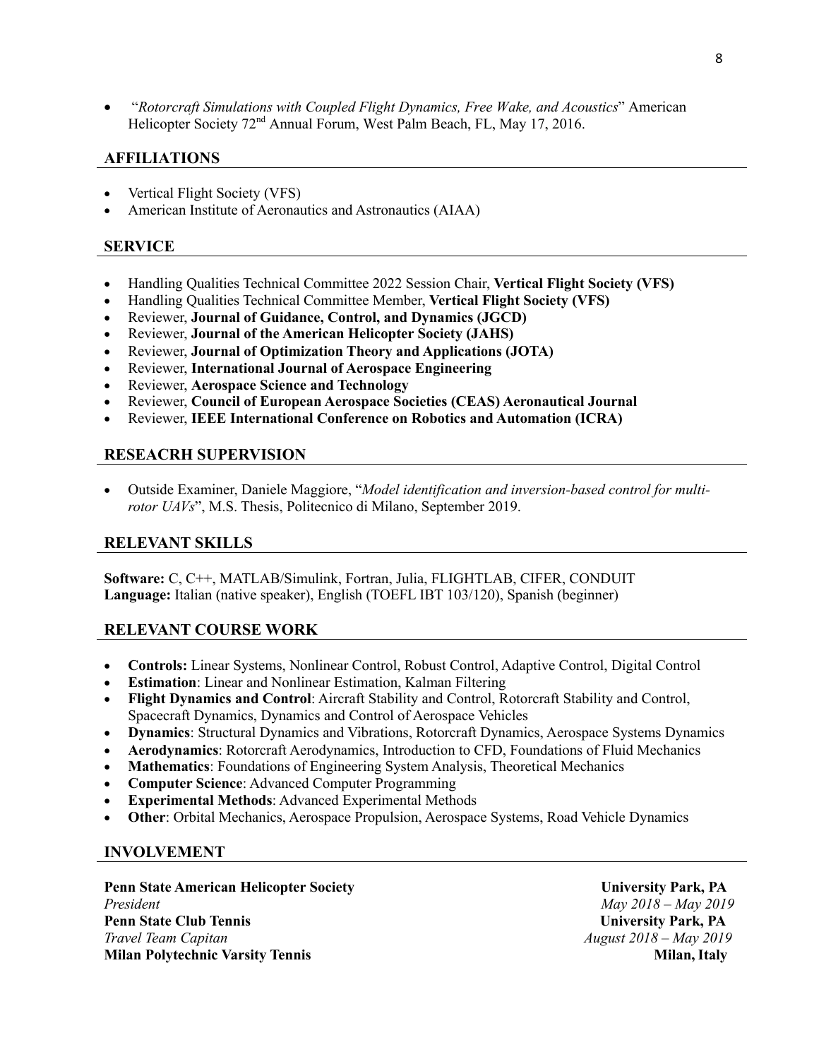- "*Rotorcraft Simulations with Coupled Flight Dynamics, Free Wake, and Acoustics*" American Helicopter Society 72nd Annual Forum, West Palm Beach, FL, May 17, 2016.

## AFFILIATIONS

- Vertical Flight Society (VFS)
- American Institute of Aeronautics and Astronautics (AIAA)

## SERVICE

- Handling Qualities Technical Committee 2022 Session Chair, **Vertical Flight Society (VFS)**
- Handling Qualities Technical Committee Member, **Vertical Flight Society (VFS)**
- Reviewer, **Journal of Guidance, Control, and Dynamics (JGCD)**
- Reviewer, **Journal of the American Helicopter Society (JAHS)**
- Reviewer, **Journal of Optimization Theory and Applications (JOTA)**
- Reviewer, **International Journal of Aerospace Engineering**
- Reviewer, **Aerospace Science and Technology**
- Reviewer, **Council of European Aerospace Societies (CEAS) Aeronautical Journal**
- Reviewer, **IEEE International Conference on Robotics and Automation (ICRA)**

## RESEACRH SUPERVISION

- Outside Examiner, Daniele Maggiore, "*Model identification and inversion-based control for multi-rotor UAVs*", M.S. Thesis, Politecnico di Milano, September 2019.

## RELEVANT SKILLS

**Software:** C, C++, MATLAB/Simulink, Fortran, Julia, FLIGHTLAB, CIFER, CONDUIT
**Language:** Italian (native speaker), English (TOEFL IBT 103/120), Spanish (beginner)

## RELEVANT COURSE WORK

- **Controls:** Linear Systems, Nonlinear Control, Robust Control, Adaptive Control, Digital Control
- **Estimation**: Linear and Nonlinear Estimation, Kalman Filtering
- **Flight Dynamics and Control**: Aircraft Stability and Control, Rotorcraft Stability and Control, Spacecraft Dynamics, Dynamics and Control of Aerospace Vehicles
- **Dynamics**: Structural Dynamics and Vibrations, Rotorcraft Dynamics, Aerospace Systems Dynamics
- **Aerodynamics**: Rotorcraft Aerodynamics, Introduction to CFD, Foundations of Fluid Mechanics
- **Mathematics**: Foundations of Engineering System Analysis, Theoretical Mechanics
- **Computer Science**: Advanced Computer Programming
- **Experimental Methods**: Advanced Experimental Methods
- **Other**: Orbital Mechanics, Aerospace Propulsion, Aerospace Systems, Road Vehicle Dynamics

## INVOLVEMENT

**Penn State American Helicopter Society** — **University Park, PA**
*President* — *May 2018 – May 2019*

**Penn State Club Tennis** — **University Park, PA**
*Travel Team Capitan* — *August 2018 – May 2019*

**Milan Polytechnic Varsity Tennis** — **Milan, Italy**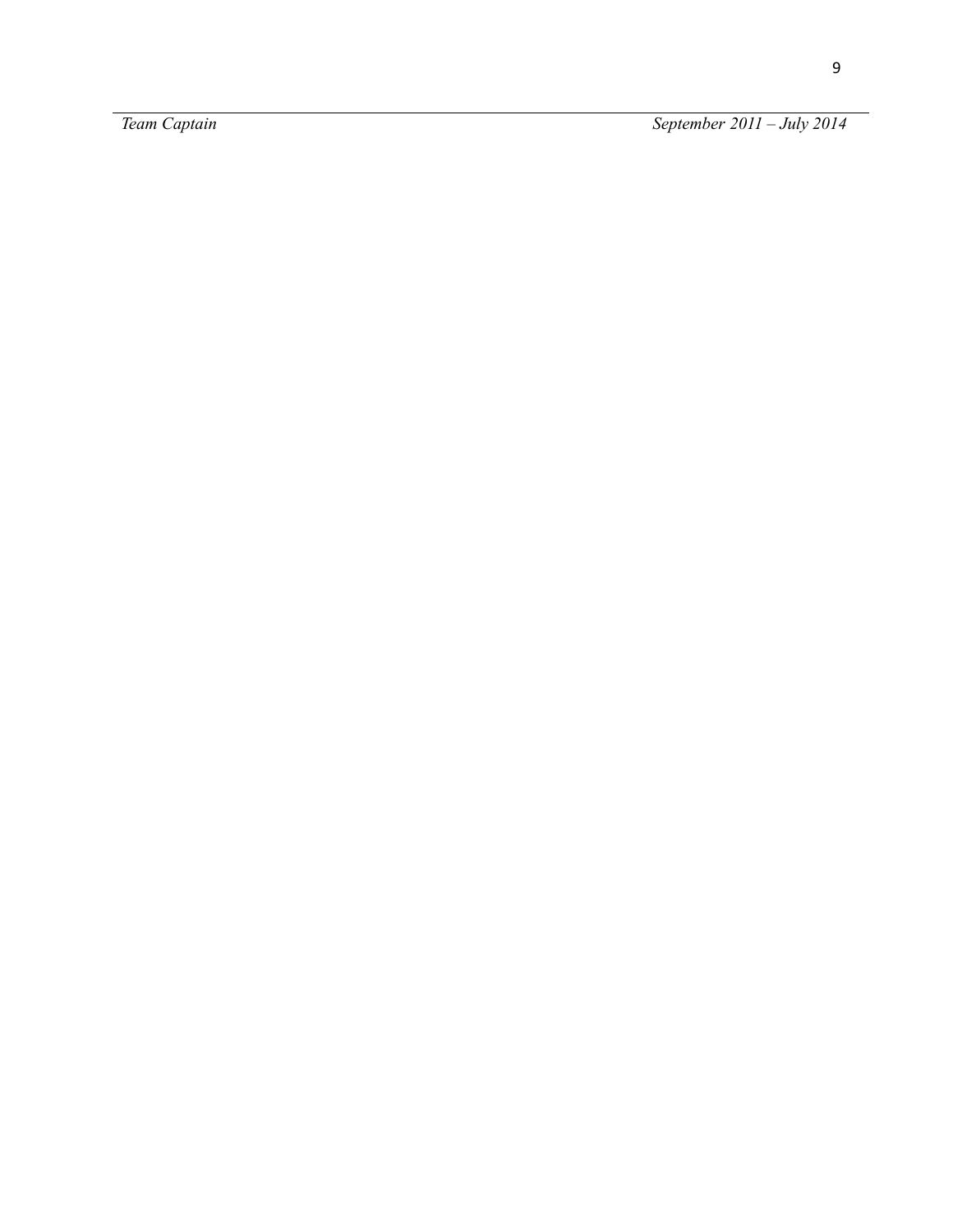*Team Captain* *September 2011 – July 2014*